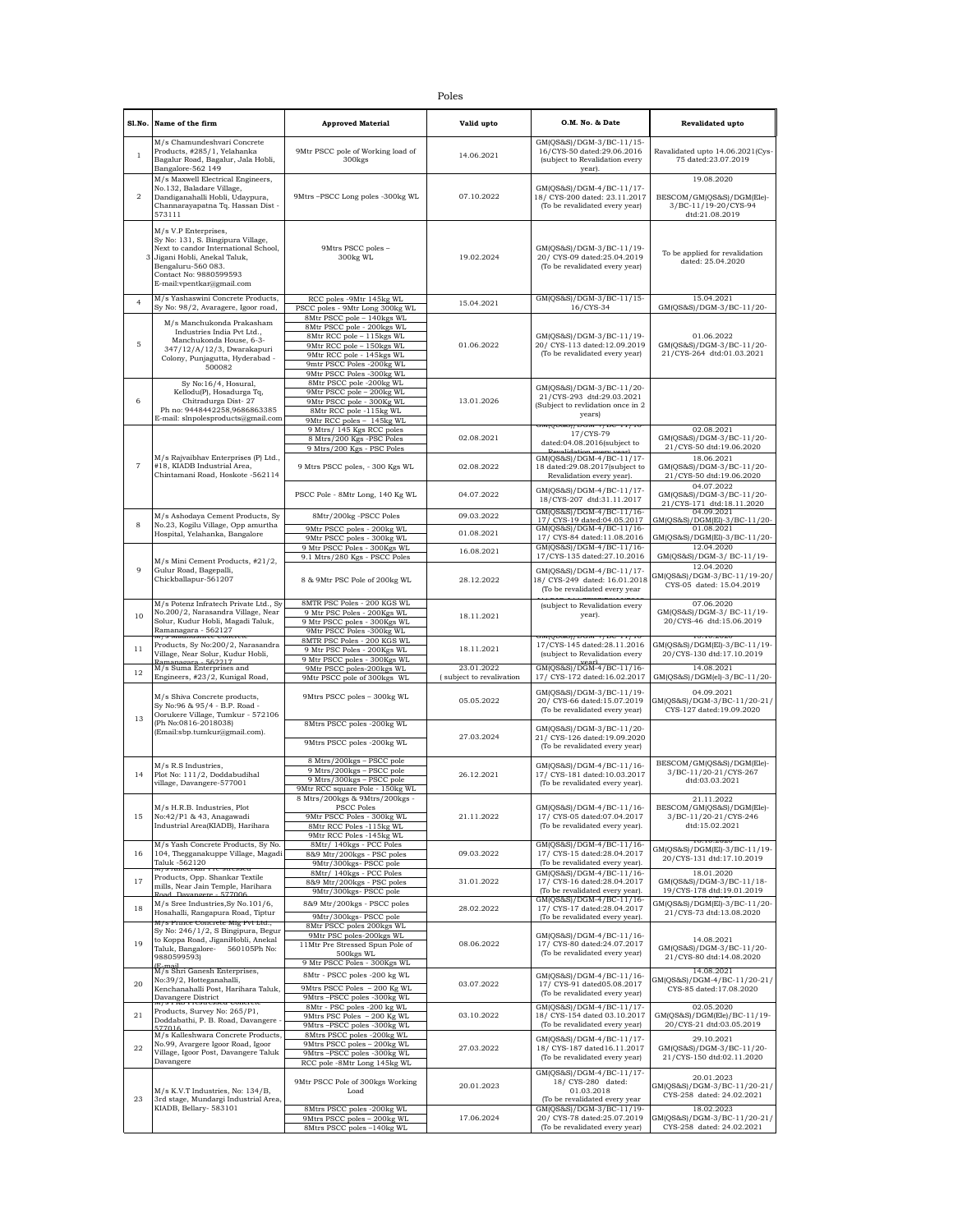Poles

| Sl.No. | Name of the firm | Approved Material | Valid upto | O.M. No. & Date | Revalidated upto |
|---|---|---|---|---|---|
| 1 | M/s Chamundeshvari Concrete Products, #285/1, Yelahanka Bagalur Road, Bagalur, Jala Hobli, Bangalore-562 149 | 9Mtr PSCC pole of Working load of 300kgs | 14.06.2021 | GM(QS&S)/DGM-3/BC-11/15-16/CYS-50 dated:29.06.2016 (subject to Revalidation every year). | Ravalidated upto 14.06.2021(Cys-75 dated:23.07.2019 |
| 2 | M/s Maxwell Electrical Engineers, No.132, Baladare Village, Dandiganahalli Hobli, Udaypura, Channarayapatna Tq. Hassan Dist - 573111 | 9Mtrs –PSCC Long poles -300kg WL | 07.10.2022 | GM(QS&S)/DGM-4/BC-11/17-18/ CYS-200 dated: 23.11.2017 (To be revalidated every year) | 19.08.2020 BESCOM/GM(QS&S)/DGM(Ele)-3/BC-11/19-20/CYS-94 dtd:21.08.2019 |
| 3 | M/s V.P Enterprises, Sy No: 131, S. Bingipura Village, Next to candor International School, Jigani Hobli, Anekal Taluk, Bengaluru-560 083. Contact No: 9880599593 E-mail:vpentkar@gmail.com | 9Mtrs PSCC poles – 300kg WL | 19.02.2024 | GM(QS&S)/DGM-3/BC-11/19-20/ CYS-09 dated:25.04.2019 (To be revalidated every year) | To be applied for revalidation dated: 25.04.2020 |
| 4 | M/s Yashaswini Concrete Products, Sy No: 98/2, Avaragere, Igoor road, | RCC poles -9Mtr 145kg WL<br>PSCC poles - 9Mtr Long 300kg WL | 15.04.2021 | GM(QS&S)/DGM-3/BC-11/15-16/CYS-34 | 15.04.2021 GM(QS&S)/DGM-3/BC-11/20- |
| 5 | M/s Manchukonda Prakasham Industries India Pvt Ltd., Manchukonda House, 6-3-347/12/A/12/3, Dwarakapuri Colony, Punjagutta, Hyderabad - 500082 | 8Mtr PSCC pole – 140kgs WL<br>8Mtr PSCC pole - 200kgs WL<br>8Mtr RCC pole – 115kgs WL<br>9Mtr RCC pole – 150kgs WL<br>9Mtr RCC pole - 145kgs WL<br>9mtr PSCC Poles -200kg WL<br>9Mtr PSCC Poles -300kg WL | 01.06.2022 | GM(QS&S)/DGM-3/BC-11/19-20/ CYS-113 dated:12.09.2019 (To be revalidated every year) | 01.06.2022 GM(QS&S)/DGM-3/BC-11/20-21/CYS-264 dtd:01.03.2021 |
| 6 | Sy No:16/4, Hosural, Kellodu(P), Hosadurga Tq, Chitradurga Dist- 27 Ph no: 9448442258,9686863385 E-mail: slnpolesproducts@gmail.com | 8Mtr PSCC pole -200kg WL<br>9Mtr PSCC pole – 200kg WL<br>9Mtr PSCC pole - 300Kg WL<br>8Mtr RCC pole -115kg WL<br>9Mtr RCC poles – 145kg WL | 13.01.2026 | GM(QS&S)/DGM-3/BC-11/20-21/CYS-293 dtd:29.03.2021 (Subject to revlidation once in 2 years) | |
| 7 | M/s Rajvaibhav Enterprises (P) Ltd., #18, KIADB Industrial Area, Chintamani Road, Hoskote -562114 | 9 Mtrs/ 145 Kgs RCC poles<br>8 Mtrs/200 Kgs -PSC Poles<br>9 Mtrs/200 Kgs - PSC Poles | 02.08.2021 | GM(QS&S)/DGM-4/BC-11/16-17/CYS-79 dated:04.08.2016(subject to Revalidation every year) | 02.08.2021 GM(QS&S)/DGM-3/BC-11/20-21/CYS-50 dtd:19.06.2020 |
| | | 9 Mtrs PSCC poles, - 300 Kgs WL | 02.08.2022 | GM(QS&S)/DGM-4/BC-11/17-18 dated:29.08.2017(subject to Revalidation every year). | 18.06.2021 GM(QS&S)/DGM-3/BC-11/20-21/CYS-50 dtd:19.06.2020 |
| | | PSCC Pole - 8Mtr Long, 140 Kg WL | 04.07.2022 | GM(QS&S)/DGM-4/BC-11/17-18/CYS-207 dtd:31.11.2017 | 04.07.2022 GM(QS&S)/DGM-3/BC-11/20-21/CYS-171 dtd:18.11.2020 |
| 8 | M/s Ashodaya Cement Products, Sy No.23, Kogilu Village, Opp amurtha Hospital, Yelahanka, Bangalore | 8Mtr/200kg -PSCC Poles | 09.03.2022 | GM(QS&S)/DGM-4/BC-11/16-17/ CYS-19 dated:04.05.2017 | 04.09.2021 GM(QS&S)/DGM(El)-3/BC-11/20- |
| | | 9Mtr PSCC poles - 200kg WL<br>9Mtr PSCC poles - 300kg WL | 01.08.2021 | GM(QS&S)/DGM-4/BC-11/16-17/ CYS-84 dated:11.08.2016 | 01.08.2021 GM(QS&S)/DGM(El)-3/BC-11/20- |
| 9 | M/s Mini Cement Products, #21/2, Gulur Road, Bagepalli, Chickballapur-561207 | 9 Mtr PSCC Poles - 300Kgs WL<br>9.1 Mtrs/280 Kgs - PSCC Poles | 16.08.2021 | GM(QS&S)/DGM-4/BC-11/16-17/CYS-135 dated:27.10.2016 | 12.04.2020 GM(QS&S)/DGM-3/ BC-11/19- |
| | | 8 & 9Mtr PSC Pole of 200kg WL | 28.12.2022 | GM(QS&S)/DGM-4/BC-11/17-18/ CYS-249 dated: 16.01.2018 (To be revalidated every year | 12.04.2020 GM(QS&S)/DGM-3/BC-11/19-20/ CYS-05 dated: 15.04.2019 |
| 10 | M/s Potenz Infratech Private Ltd., Sy No.200/2, Narasandra Village, Near Solur, Kudur Hobli, Magadi Taluk, Ramanagara - 562127 | 8MTR PSC Poles - 200 KGS WL<br>9 Mtr PSC Poles - 200Kgs WL<br>9 Mtr PSCC poles - 300Kgs WL<br>9Mtr PSCC Poles -300kg WL | 18.11.2021 | (subject to Revalidation every year). | 07.06.2020 GM(QS&S)/DGM-3/ BC-11/19-20/CYS-46 dtd:15.06.2019 |
| 11 | M/s Manjushree Concrete Products, Sy No:200/2, Narasandra Village, Near Solur, Kudur Hobli, Ramanagara - 562217 | 8MTR PSC Poles - 200 KGS WL<br>9 Mtr PSC Poles - 200Kgs WL<br>9 Mtr PSCC poles - 300Kgs WL | 18.11.2021 | GM(QS&S)/DGM-4/BC-11/16-17/CYS-145 dated:28.11.2016 (subject to Revalidation every year) | GM(QS&S)/DGM(El)-3/BC-11/19-20/CYS-130 dtd:17.10.2019 |
| 12 | M/s Suma Enterprises and Engineers, #23/2, Kunigal Road, | 9Mtr PSCC poles-200kgs WL<br>9Mtr PSCC pole of 300kgs WL | 23.01.2022 ( subject to revalivation | GM(QS&S)/DGM-4/BC-11/16-17/ CYS-172 dated:16.02.2017 | 14.08.2021 GM(QS&S)/DGM(el)-3/BC-11/20- |
| 13 | M/s Shiva Concrete products, Sy No:96 & 95/4 - B.P. Road - Oorukere Village, Tumkur - 572106 (Ph No:0816-2018038) (Email:sbp.tumkur@gmail.com). | 9Mtrs PSCC poles – 300kg WL | 05.05.2022 | GM(QS&S)/DGM-3/BC-11/19-20/ CYS-66 dated:15.07.2019 (To be revalidated every year) | 04.09.2021 GM(QS&S)/DGM-3/BC-11/20-21/ CYS-127 dated:19.09.2020 |
| | | 8Mtrs PSCC poles -200kg WL<br>9Mtrs PSCC poles -200kg WL | 27.03.2024 | GM(QS&S)/DGM-3/BC-11/20-21/ CYS-126 dated:19.09.2020 (To be revalidated every year) | |
| 14 | M/s R.S Industries, Plot No: 111/2, Doddabudihal village, Davangere-577001 | 8 Mtrs/200kgs – PSCC pole<br>9 Mtrs/200kgs – PSCC pole<br>9 Mtrs/300kgs – PSCC pole<br>9Mtr RCC square Pole - 150kg WL | 26.12.2021 | GM(QS&S)/DGM-4/BC-11/16-17/ CYS-181 dated:10.03.2017 (To be revalidated every year). | BESCOM/GM(QS&S)/DGM(Ele)-3/BC-11/20-21/CYS-267 dtd:03.03.2021 |
| 15 | M/s H.R.B. Industries, Plot No:42/P1 & 43, Anagawadi Industrial Area(KIADB), Harihara | 8 Mtrs/200kgs & 9Mtrs/200kgs - PSCC Poles<br>9Mtr PSCC Poles - 300kg WL<br>8Mtr RCC Poles -115kg WL<br>9Mtr RCC Poles -145kg WL | 21.11.2022 | GM(QS&S)/DGM-4/BC-11/16-17/ CYS-05 dated:07.04.2017 (To be revalidated every year). | 21.11.2022 BESCOM/GM(QS&S)/DGM(Ele)-3/BC-11/20-21/CYS-246 dtd:15.02.2021 |
| 16 | M/s Yash Concrete Products, Sy No. 104, Thegganakuppe Village, Magadi Taluk -562120 | 8Mtr/ 140kgs - PCC Poles<br>8&9 Mtr/200kgs - PSC poles<br>9Mtr/300kgs- PSCC pole | 09.03.2022 | GM(QS&S)/DGM-4/BC-11/16-17/ CYS-15 dated:28.04.2017 (To be revalidated every year). | GM(QS&S)/DGM(El)-3/BC-11/19-20/CYS-131 dtd:17.10.2019 |
| 17 | M/s Ambernath Pre-stressed Products, Opp. Shankar Textile mills, Near Jain Temple, Harihara Road, Davangere - 577006 | 8Mtr/ 140kgs - PCC Poles<br>8&9 Mtr/200kgs - PSC poles<br>9Mtr/300kgs- PSCC pole | 31.01.2022 | GM(QS&S)/DGM-4/BC-11/16-17/ CYS-16 dated:28.04.2017 (To be revalidated every year). | 18.01.2020 GM(QS&S)/DGM-3/BC-11/18-19/CYS-178 dtd:19.01.2019 |
| 18 | M/s Sree Industries,Sy No.101/6, Hosahalli, Rangapura Road, Tiptur | 8&9 Mtr/200kgs- PSCC poles<br>9Mtr/300kgs- PSCC pole | 28.02.2022 | GM(QS&S)/DGM-4/BC-11/16-17/ CYS-17 dated:28.04.2017 (To be revalidated every year). | GM(QS&S)/DGM(El)-3/BC-11/20-21/CYS-73 dtd:13.08.2020 |
| 19 | M/s Prince Concrete Mfg Pvt Ltd., Sy No: 246/1/2, S Bingipura, Begur to Koppa Road, JiganiHobli, Anekal Taluk, Bangalore- 560105Ph No: 9880599593) (E-mail | 8Mtr PSCC poles 200kgs WL<br>9Mtr PSC poles-200kgs WL<br>11Mtr Pre Stressed Spun Pole of 500kgs WL<br>9 Mtr PSCC Poles - 300Kgs WL | 08.06.2022 | GM(QS&S)/DGM-4/BC-11/16-17/ CYS-80 dated:24.07.2017 (To be revalidated every year) | 14.08.2021 GM(QS&S)/DGM-3/BC-11/20-21/CYS-80 dtd:14.08.2020 |
| 20 | M/s Shri Ganesh Enterprises, No:39/2, Hotteganahalli, Kenchanahalli Post, Harihara Taluk, Davangere District | 8Mtr - PSCC pole -200 kg WL<br>9Mtrs PSCC Poles – 200 Kg WL<br>9Mtrs –PSCC poles -300kg WL | 03.07.2022 | GM(QS&S)/DGM-4/BC-11/16-17/ CYS-91 dated05.08.2017 (To be revalidated every year) | 14.08.2021 GM(QS&S)/DGM-4/BC-11/20-21/ CYS-85 dated:17.08.2020 |
| 21 | M/s PRC Prestressed Concrete Products, Survey No: 265/P1, Doddabathi, P. B. Road, Davangere - 577016 | 8Mtr - PSC pole -200 kg WL<br>9Mtrs PSC Poles – 200 Kg WL<br>9Mtrs –PSCC poles -300kg WL | 03.10.2022 | GM(QS&S)/DGM-4/BC-11/17-18/ CYS-154 dated 03.10.2017 (To be revalidated every year) | 02.05.2020 GM(QS&S)/DGM(Ele)/BC-11/19-20/CYS-21 dtd:03.05.2019 |
| 22 | M/s Kalleshwara Concrete Products, No.99, Avargere Igoor Road, Igoor Village, Igoor Post, Davangere Taluk Davangere | 8Mtrs PSCC poles -200kg WL<br>9Mtrs PSCC poles – 200kg WL<br>9Mtrs –PSCC poles -300kg WL<br>RCC pole -8Mtr Long 145kg WL | 27.03.2022 | GM(QS&S)/DGM-4/BC-11/17-18/ CYS-187 dated16.11.2017 (To be revalidated every year) | 29.10.2021 GM(QS&S)/DGM-3/BC-11/20-21/CYS-150 dtd:02.11.2020 |
| 23 | M/s K.V.T Industries, No: 134/B, 3rd stage, Mundargi Industrial Area, KIADB, Bellary- 583101 | 9Mtr PSCC Pole of 300kgs Working Load | 20.01.2023 | GM(QS&S)/DGM-4/BC-11/17-18/ CYS-280 dated: 01.03.2018 (To be revalidated every year | 20.01.2023 GM(QS&S)/DGM-3/BC-11/20-21/ CYS-258 dated: 24.02.2021 |
| | | 8Mtrs PSCC poles -200kg WL<br>9Mtrs PSCC poles – 200kg WL<br>8Mtrs PSCC poles –140kg WL | 17.06.2024 | GM(QS&S)/DGM-3/BC-11/19-20/ CYS-78 dated:25.07.2019 (To be revalidated every year) | 18.02.2023 GM(QS&S)/DGM-3/BC-11/20-21/ CYS-258 dated: 24.02.2021 |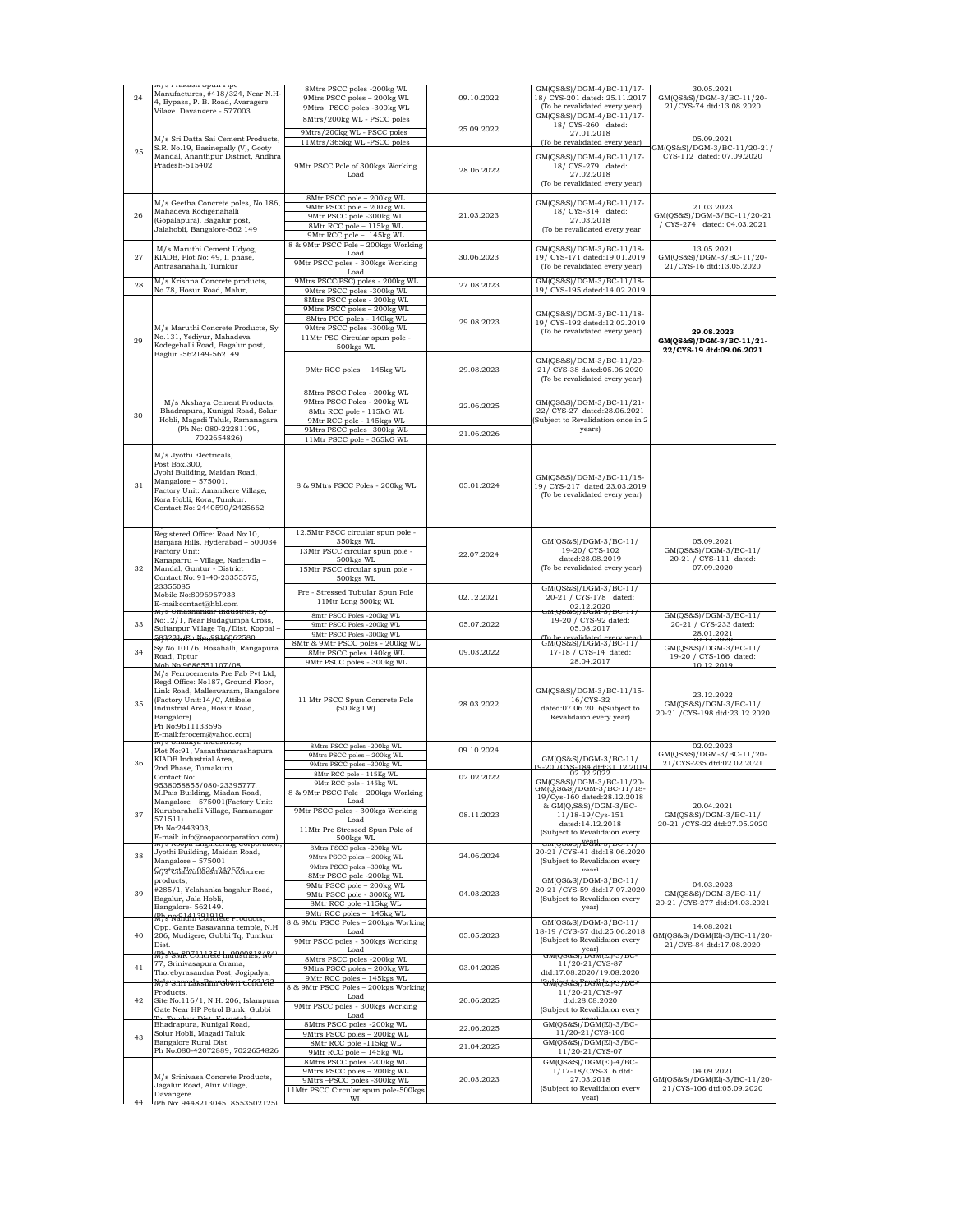| 24 | M/s Prakash Spun Pipe Manufactures, #418/324, Near N.H-4, Bypass, P. B. Road, Avaragere Vilage, Davangere - 577003 | 8Mtrs PSCC poles -200kg WL<br>9Mtrs PSCC poles – 200kg WL<br>9Mtrs –PSCC poles -300kg WL | 09.10.2022 | GM(QS&S)/DGM-4/BC-11/17-18/ CYS-201 dated: 25.11.2017<br>(To be revalidated every year) | 30.05.2021<br>GM(QS&S)/DGM-3/BC-11/20-21/CYS-74 dtd:13.08.2020 |
|---|---|---|---|---|---|
| 25 | M/s Sri Datta Sai Cement Products, S.R. No.19, Basinepally (V), Gooty Mandal, Ananthpur District, Andhra Pradesh-515402 | 8Mtrs/200kg WL - PSCC poles<br>9Mtrs/200kg WL - PSCC poles<br>11Mtrs/365kg WL -PSCC poles | 25.09.2022 | GM(QS&S)/DGM-4/BC-11/17-18/ CYS-260 dated: 27.01.2018<br>(To be revalidated every year) | 05.09.2021<br>GM(QS&S)/DGM-3/BC-11/20-21/ CYS-112 dated: 07.09.2020 |
| | | 9Mtr PSCC Pole of 300kgs Working Load | 28.06.2022 | GM(QS&S)/DGM-4/BC-11/17-18/ CYS-279 dated: 27.02.2018<br>(To be revalidated every year) | |
| 26 | M/s Geetha Concrete poles, No.186, Mahadeva Kodigenahalli (Gopalapura), Bagalur post, Jalahobli, Bangalore-562 149 | 8Mtr PSCC pole – 200kg WL<br>9Mtr PSCC pole – 200kg WL<br>9Mtr PSCC pole -300kg WL<br>8Mtr RCC pole – 115kg WL<br>9Mtr RCC pole – 145kg WL | 21.03.2023 | GM(QS&S)/DGM-4/BC-11/17-18/ CYS-314 dated: 27.03.2018<br>(To be revalidated every year | 21.03.2023<br>GM(QS&S)/DGM-3/BC-11/20-21 / CYS-274 dated: 04.03.2021 |
| 27 | M/s Maruthi Cement Udyog, KIADB, Plot No: 49, II phase, Antrasanahalli, Tumkur | 8 & 9Mtr PSCC Pole – 200kgs Working Load<br>9Mtr PSCC poles - 300kgs Working Load | 30.06.2023 | GM(QS&S)/DGM-3/BC-11/18-19/ CYS-171 dated:19.01.2019<br>(To be revalidated every year) | 13.05.2021<br>GM(QS&S)/DGM-3/BC-11/20-21/CYS-16 dtd:13.05.2020 |
| 28 | M/s Krishna Concrete products, No.78, Hosur Road, Malur, | 9Mtrs PSCC(PSC) poles - 200kg WL<br>9Mtrs PSCC poles -300kg WL | 27.08.2023 | GM(QS&S)/DGM-3/BC-11/18-19/ CYS-195 dated:14.02.2019 | |
| 29 | M/s Maruthi Concrete Products, Sy No.131, Yediyur, Mahadeva Kodegehalli Road, Bagalur post, Baglur -562149-562149 | 8Mtrs PSCC poles - 200kg WL<br>9Mtrs PSCC poles – 200kg WL<br>8Mtrs PCC poles - 140kg WL<br>9Mtrs PSCC poles -300kg WL<br>11Mtr PSC Circular spun pole - 500kgs WL | 29.08.2023 | GM(QS&S)/DGM-3/BC-11/18-19/ CYS-192 dated:12.02.2019<br>(To be revalidated every year) | **29.08.2023**<br>**GM(QS&S)/DGM-3/BC-11/21-22/CYS-19 dtd:09.06.2021** |
| | | 9Mtr RCC poles – 145kg WL | 29.08.2023 | GM(QS&S)/DGM-3/BC-11/20-21/ CYS-38 dated:05.06.2020<br>(To be revalidated every year) | |
| 30 | M/s Akshaya Cement Products, Bhadrapura, Kunigal Road, Solur Hobli, Magadi Taluk, Ramanagara (Ph No: 080-22281199, 7022654826) | 8Mtrs PSCC Poles - 200kg WL<br>9Mtrs PSCC Poles - 200kg WL<br>8Mtr RCC pole - 115kG WL<br>9Mtr RCC pole - 145kgs WL | 22.06.2025 | GM(QS&S)/DGM-3/BC-11/21-22/ CYS-27 dated:28.06.2021<br>(Subject to Revalidation once in 2 years) | |
| | | 9Mtrs PSCC poles –300kg WL<br>11Mtr PSCC pole - 365kG WL | 21.06.2026 | | |
| 31 | M/s Jyothi Electricals, Post Box.300, Jyohi Building, Maidan Road, Mangalore – 575001. Factory Unit: Amanikere Village, Kora Hobli, Kora, Tumkur. Contact No: 2440590/2425662 | 8 & 9Mtrs PSCC Poles - 200kg WL | 05.01.2024 | GM(QS&S)/DGM-3/BC-11/18-19/ CYS-217 dated:23.03.2019<br>(To be revalidated every year) | |
| 32 | Registered Office: Road No:10, Banjara Hills, Hyderabad – 500034 Factory Unit: Kanaparru – Village, Nadendla – Mandal, Guntur - District Contact No: 91-40-23355575, 23355085 Mobile No:8096967933 E-mail:contact@hbl.com | 12.5Mtr PSCC circular spun pole - 350kgs WL<br>13Mtr PSCC circular spun pole - 500kgs WL<br>15Mtr PSCC circular spun pole - 500kgs WL | 22.07.2024 | GM(QS&S)/DGM-3/BC-11/19-20/ CYS-102 dated:28.08.2019<br>(To be revalidated every year) | 05.09.2021<br>GM(QS&S)/DGM-3/BC-11/20-21 / CYS-111 dated: 07.09.2020 |
| | | Pre - Stressed Tubular Spun Pole 11Mtr Long 500kg WL | 02.12.2021 | GM(QS&S)/DGM-3/BC-11/20-21 / CYS-178 dated: 02.12.2020 | |
| 33 | M/s Umashankar Industries, Sy No:12/1, Near Budagumpa Cross, Sultanpur Village Tq./Dist. Koppal – 583231 (Ph No: 9916062580 | 8mtr PSCC Poles -200kg WL<br>9mtr PSCC Poles -200kg WL<br>9Mtr PSCC Poles -300kg WL | 05.07.2022 | GM(QS&S)/DGM-3/BC-11/19-20 / CYS-92 dated: 05.08.2017<br>(To be revalidated every year) | GM(QS&S)/DGM-3/BC-11/20-21 / CYS-233 dated: 28.01.2021 |
| 34 | M/s Rakshi Industries, Sy No.101/6, Hosahalli, Rangapura Road, Tiptur Mob No:9686551107/08 | 8Mtr & 9Mtr PSCC poles - 200kg WL<br>8Mtr PSCC poles 140kg WL<br>9Mtr PSCC poles - 300kg WL | 09.03.2022 | GM(QS&S)/DGM-3/BC-11/17-18 / CYS-14 dated: 28.04.2017 | 10.12.2020<br>GM(QS&S)/DGM-3/BC-11/19-20 / CYS-166 dated: 10.12.2019 |
| 35 | M/s Ferrocements Pre Fab Pvt Ltd, Regd Office: No187, Ground Floor, Link Road, Malleswaram, Bangalore (Factory Unit:14/C, Attibele Industrial Area, Hosur Road, Bangalore) Ph No:9611133595 E-mail:ferocem@yahoo.com) | 11 Mtr PSCC Spun Concrete Pole (500kg LW) | 28.03.2022 | GM(QS&S)/DGM-3/BC-11/15-16/CYS-32 dated:07.06.2016(Subject to Revalidaion every year) | 23.12.2022<br>GM(QS&S)/DGM-3/BC-11/20-21 /CYS-198 dtd:23.12.2020 |
| 36 | M/s Shaakya Industries, Plot No:91, Vasanthanarashapura KIADB Industrial Area, 2nd Phase, Tumakuru Contact No: 9538058855/080-23395777 | 8Mtrs PSCC poles -200kg WL<br>9Mtrs PSCC poles – 200kg WL<br>9Mtrs PSCC poles –300kg WL | 09.10.2024 | GM(QS&S)/DGM-3/BC-11/19-20 /CYS-184 dtd:31.12.2019 | 02.02.2023<br>GM(QS&S)/DGM-3/BC-11/20-21/CYS-235 dtd:02.02.2021 |
| | | 8Mtr RCC pole - 115kG WL<br>9Mtr RCC pole - 145kg WL | 02.02.2022 | 02.02.2022<br>GM(QS&S)/DGM-3/BC-11/20- | |
| 37 | M.Pais Building, Miadan Road, Mangalore – 575001(Factory Unit: Kurubarahalli Village, Ramanagar – 571511) Ph No:2443903, E-mail: info@roopacorporation.com) | 8 & 9Mtr PSCC Pole – 200kgs Working Load<br>9Mtr PSCC poles - 300kgs Working Load<br>11Mtr Pre Stressed Spun Pole of 500kgs WL | 08.11.2023 | GM(QS&S)/DGM-3/BC-11/18-19/Cys-160 dated:28.12.2018 & GM(Q,S&S)/DGM-3/BC-11/18-19/Cys-151 dated:14.12.2018<br>(Subject to Revalidaion every year) | 20.04.2021<br>GM(QS&S)/DGM-3/BC-11/20-21 /CYS-22 dtd:27.05.2020 |
| 38 | M/s Roopa Engineering Corporation, Jyothi Building, Maidan Road, Mangalore – 575001 Contact No: 0824-242676 | 8Mtrs PSCC poles -200kg WL<br>9Mtrs PSCC poles – 200kg WL<br>9Mtrs PSCC poles –300kg WL | 24.06.2024 | GM(QS&S)/DGM-3/BC-11/20-21 /CYS-41 dtd:18.06.2020<br>(Subject to Revalidaion every year) | |
| 39 | M/s Chamundeshwari concrete products, #285/1, Yelahanka bagalur Road, Bagalur, Jala Hobli, Bangalore- 562149. (Ph no:9141391919 | 8Mtr PSCC pole -200kg WL<br>9Mtr PSCC pole – 200kg WL<br>9Mtr PSCC pole - 300kg WL<br>8Mtr RCC pole -115kg WL<br>9Mtr RCC poles – 145kg WL | 04.03.2023 | GM(QS&S)/DGM-3/BC-11/20-21 /CYS-59 dtd:17.07.2020<br>(Subject to Revalidaion every year) | 04.03.2023<br>GM(QS&S)/DGM-3/BC-11/20-21 /CYS-277 dtd:04.03.2021 |
| 40 | M/s Nandini Concrete Products, Opp. Gante Basavanna temple, N.H 206, Mudigere, Gubbi Tq, Tumkur Dist. (Ph No: 8971113511, 9900818484) | 8 & 9Mtr PSCC Poles – 200kgs Working Load<br>9Mtr PSCC poles - 300kgs Working Load | 05.05.2023 | GM(QS&S)/DGM-3/BC-11/18-19 /CYS-57 dtd:25.06.2018<br>(Subject to Revalidaion every year) | 14.08.2021<br>GM(QS&S)/DGM(El)-3/BC-11/20-21/CYS-84 dtd:17.08.2020 |
| 41 | M/s Sai Concrete Industries, No 77, Srinivasapura Grama, Thorebyrasandra Post, Jogipalya, Nelamangala, Bengaluru – 562123 | 8Mtrs PSCC poles -200kg WL<br>9Mtrs PSCC poles – 200kg WL<br>9Mtr RCC poles – 145kgs WL | 03.04.2025 | GM(QS&S)/DGM(El)-3/BC-11/20-21/CYS-87 dtd:17.08.2020/19.08.2020<br>(Subject to Revalidaion every | |
| 42 | M/s Sri Lakshmi Gowri Concrete Products, Site No.116/1, N.H. 206, Islampura Gate Near HP Petrol Bunk, Gubbi Tq, Tumkur Dist, Karnataka | 8 & 9Mtr PSCC Poles – 200kgs Working Load<br>9Mtr PSCC poles - 300kgs Working Load | 20.06.2025 | GM(QS&S)/DGM(El)-3/BC-11/20-21/CYS-97 dtd:28.08.2020<br>(Subject to Revalidaion every year) | |
| 43 | Bhadrapura, Kunigal Road, Solur Hobli, Magadi Taluk, Bangalore Rural Dist Ph No:080-42072889, 7022654826 | 8Mtrs PSCC poles -200kg WL<br>9Mtrs PSCC poles – 200kg WL | 22.06.2025 | GM(QS&S)/DGM(El)-3/BC-11/20-21/CYS-100 | |
| | | 8Mtr RCC pole -115kg WL<br>9Mtr RCC pole – 145kg WL | 21.04.2025 | GM(QS&S)/DGM(El)-3/BC-11/20-21/CYS-07 | |
| 44 | M/s Srinivasa Concrete Products, Jagalur Road, Alur Village, Davangere. (Ph No: 9448213045, 8553502125) | 8Mtrs PSCC poles -200kg WL<br>9Mtrs PSCC poles – 200kg WL<br>9Mtrs –PSCC poles -300kg WL<br>11Mtr PSCC Circular spun pole-500kgs WL | 20.03.2023 | GM(QS&S)/DGM(El)-4/BC-11/17-18/CYS-316 dtd: 27.03.2018<br>(Subject to Revalidaion every year) | 04.09.2021<br>GM(QS&S)/DGM(El)-3/BC-11/20-21/CYS-106 dtd:05.09.2020 |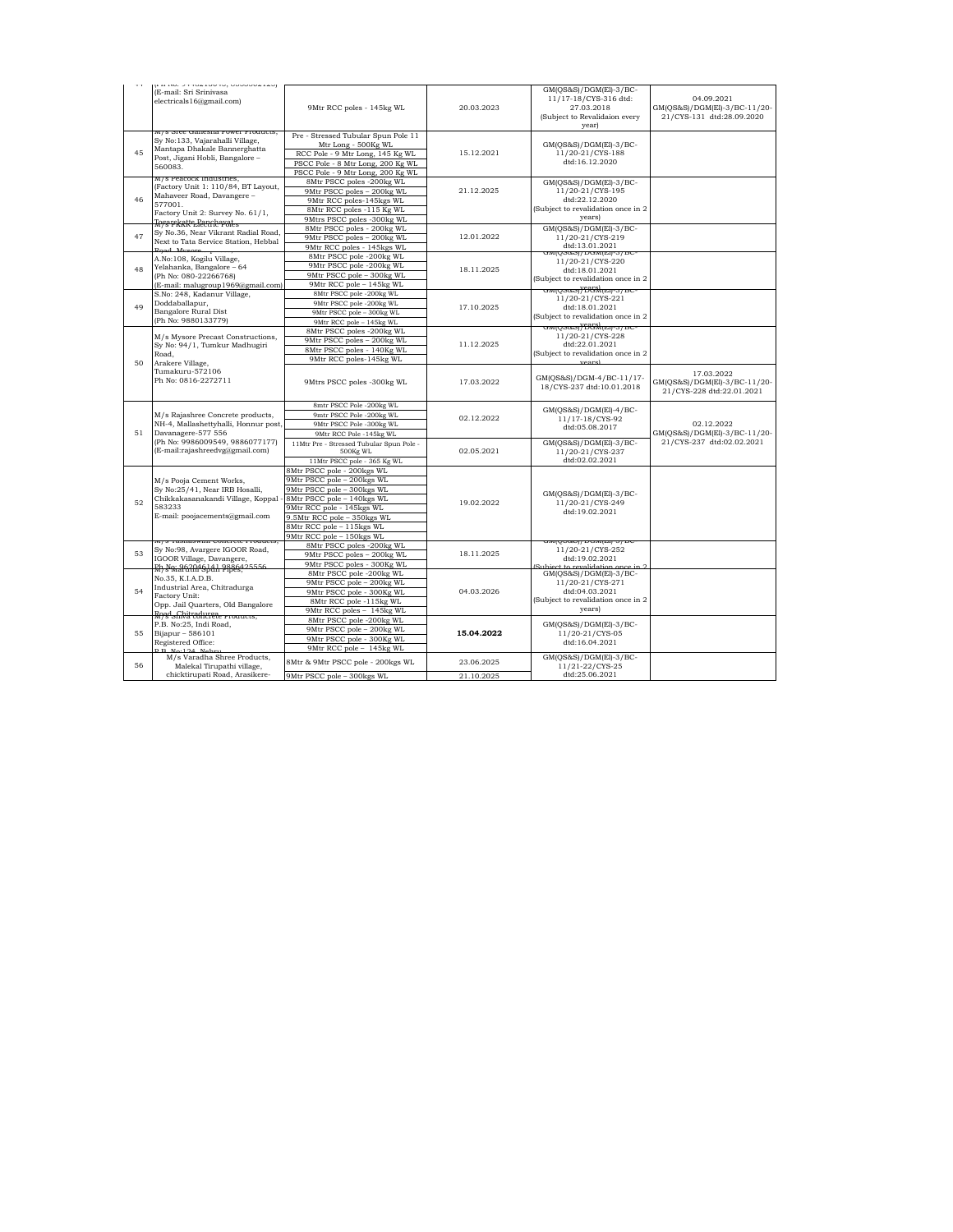| | | | | | |
|---|---|---|---|---|---|
| 44 | (Ph No. 9448218845, 9535562123) (E-mail: Sri Srinivasa electricals16@gmail.com) | 9Mtr RCC poles - 145kg WL | 20.03.2023 | GM(QS&S)/DGM(El)-3/BC-11/17-18/CYS-316 dtd: 27.03.2018 (Subject to Revalidaion every year) | 04.09.2021 GM(QS&S)/DGM(El)-3/BC-11/20-21/CYS-131 dtd:28.09.2020 |
| 45 | M/s Sree Ganesha Power Products, Sy No:133, Vajarahalli Village, Mantapa Dhakale Bannerghatta Post, Jigani Hobli, Bangalore – 560083. | Pre - Stressed Tubular Spun Pole 11 Mtr Long - 500Kg WL<br>RCC Pole - 9 Mtr Long, 145 Kg WL<br>PSCC Pole - 8 Mtr Long, 200 Kg WL<br>PSCC Pole - 9 Mtr Long, 200 Kg WL | 15.12.2021 | GM(QS&S)/DGM(El)-3/BC-11/20-21/CYS-188 dtd:16.12.2020 | |
| 46 | M/s Peacock Industries, (Factory Unit 1: 110/84, BT Layout, Mahaveer Road, Davangere – 577001. Factory Unit 2: Survey No. 61/1, Togarekatte Panchayat | 8Mtr PSCC poles -200kg WL<br>9Mtr PSCC poles – 200kg WL<br>9Mtr RCC poles-145kgs WL<br>8Mtr RCC poles -115 Kg WL<br>9Mtrs PSCC poles -300kg WL | 21.12.2025 | GM(QS&S)/DGM(El)-3/BC-11/20-21/CYS-195 dtd:22.12.2020 (Subject to revalidation once in 2 years) | |
| 47 | M/s PRK Electric Poles Sy No.36, Near Vikrant Radial Road, Next to Tata Service Station, Hebbal Road, Mysore | 8Mtr PSCC poles - 200kg WL<br>9Mtr PSCC poles – 200kg WL<br>9Mtr RCC poles - 145kgs WL | 12.01.2022 | GM(QS&S)/DGM(El)-3/BC-11/20-21/CYS-219 dtd:13.01.2021 | |
| 48 | A.No:108, Kogilu Village, Yelahanka, Bangalore – 64 (Ph No: 080-22266768) (E-mail: malugroup1969@gmail.com) | 8Mtr PSCC pole -200kg WL<br>9Mtr PSCC pole -200kg WL<br>9Mtr PSCC pole – 300kg WL<br>9Mtr RCC pole – 145kg WL | 18.11.2025 | GM(QS&S)/DGM(El)-3/BC-11/20-21/CYS-220 dtd:18.01.2021 (Subject to revalidation once in 2 years) | |
| 49 | S.No: 248, Kadanur Village, Doddaballapur, Bangalore Rural Dist (Ph No: 9880133779) | 8Mtr PSCC pole -200kg WL<br>9Mtr PSCC pole -200kg WL<br>9Mtr PSCC pole – 300kg WL<br>9Mtr RCC pole – 145kg WL | 17.10.2025 | GM(QS&S)/DGM(El)-3/BC-11/20-21/CYS-221 dtd:18.01.2021 (Subject to revalidation once in 2 years) | |
| 50 | M/s Mysore Precast Constructions, Sy No: 94/1, Tumkur Madhugiri Road, Arakere Village, Tumakuru-572106 Ph No: 0816-2272711 | 8Mtr PSCC poles -200kg WL<br>9Mtr PSCC poles – 200kg WL<br>8Mtr PSCC poles - 140kg WL<br>9Mtr RCC poles-145kg WL | 11.12.2025 | GM(QS&S)/DGM(El)-3/BC-11/20-21/CYS-228 dtd:22.01.2021 (Subject to revalidation once in 2 years) | |
| | | 9Mtrs PSCC poles -300kg WL | 17.03.2022 | GM(QS&S)/DGM-4/BC-11/17-18/CYS-237 dtd:10.01.2018 | 17.03.2022 GM(QS&S)/DGM(El)-3/BC-11/20-21/CYS-228 dtd:22.01.2021 |
| 51 | M/s Rajashree Concrete products, NH-4, Mallashettyhalli, Honnur post, Davanagere-577 556 (Ph No: 9986009549, 9886077177) (E-mail:rajashreedvg@gmail.com) | 8mtr PSCC Pole -200kg WL<br>9mtr PSCC Pole -200kg WL<br>9Mtr PSCC Pole -300kg WL<br>9Mtr RCC Pole -145kg WL | 02.12.2022 | GM(QS&S)/DGM(El)-4/BC-11/17-18/CYS-92 dtd:05.08.2017 | 02.12.2022 GM(QS&S)/DGM(El)-3/BC-11/20-21/CYS-237 dtd:02.02.2021 |
| | | 11Mtr Pre - Stressed Tubular Spun Pole - 500Kg WL<br>11Mtr PSCC pole - 365 Kg WL | 02.05.2021 | GM(QS&S)/DGM(El)-3/BC-11/20-21/CYS-237 dtd:02.02.2021 | |
| 52 | M/s Pooja Cement Works, Sy No:25/41, Near IRB Hosalli, Chikkakasanakandi Village, Koppal - 583233 E-mail: poojacements@gmail.com | 8Mtr PSCC pole – 200kgs WL<br>9Mtr PSCC pole – 200kgs WL<br>9Mtr PSCC pole – 300kgs WL<br>8Mtr PSCC pole – 140kgs WL<br>9Mtr RCC pole - 145kgs WL<br>9.5Mtr RCC pole – 350kgs WL<br>8Mtr RCC pole – 115kgs WL<br>9Mtr RCC pole – 150kgs WL | 19.02.2022 | GM(QS&S)/DGM(El)-3/BC-11/20-21/CYS-249 dtd:19.02.2021 | |
| 53 | M/s Vishnaswami Concrete Products, Sy No:98, Avargere IGOOR Road, IGOOR Village, Davangere, Ph No: 962046141 9886425556 | 8Mtr PSCC poles -200kg WL<br>9Mtr PSCC poles – 200kg WL<br>9Mtr PSCC poles - 300Kg WL | 18.11.2025 | GM(QS&S)/DGM(El)-3/BC-11/20-21/CYS-252 dtd:19.02.2021 (Subject to revalidation once in 2 | |
| 54 | M/s Maruthi Spun Pipes, No.35, K.I.A.D.B. Industrial Area, Chitradurga Factory Unit: Opp. Jail Quarters, Old Bangalore Road, Chitradurga | 8Mtr PSCC pole -200kg WL<br>9Mtr PSCC pole – 200kg WL<br>9Mtr PSCC pole - 300Kg WL<br>8Mtr RCC pole -115kg WL<br>9Mtr RCC poles – 145kg WL | 04.03.2026 | GM(QS&S)/DGM(El)-3/BC-11/20-21/CYS-271 dtd:04.03.2021 (Subject to revalidation once in 2 years) | |
| 55 | M/s Shiva concrete Products, P.B. No:25, Indi Road, Bijapur – 586101 Registered Office: P.B. No:124, Nehru | 8Mtr PSCC pole -200kg WL<br>9Mtr PSCC pole – 200kg WL<br>9Mtr PSCC pole - 300Kg WL<br>9Mtr RCC pole – 145kg WL | **15.04.2022** | GM(QS&S)/DGM(El)-3/BC-11/20-21/CYS-05 dtd:16.04.2021 | |
| 56 | M/s Varadha Shree Products, Malekal Tirupathi village, chicktirupati Road, Arasikere- | 8Mtr & 9Mtr PSCC pole - 200kgs WL | 23.06.2025 | GM(QS&S)/DGM(El)-3/BC-11/21-22/CYS-25 dtd:25.06.2021 | |
| | | 9Mtr PSCC pole – 300kgs WL | 21.10.2025 | | |